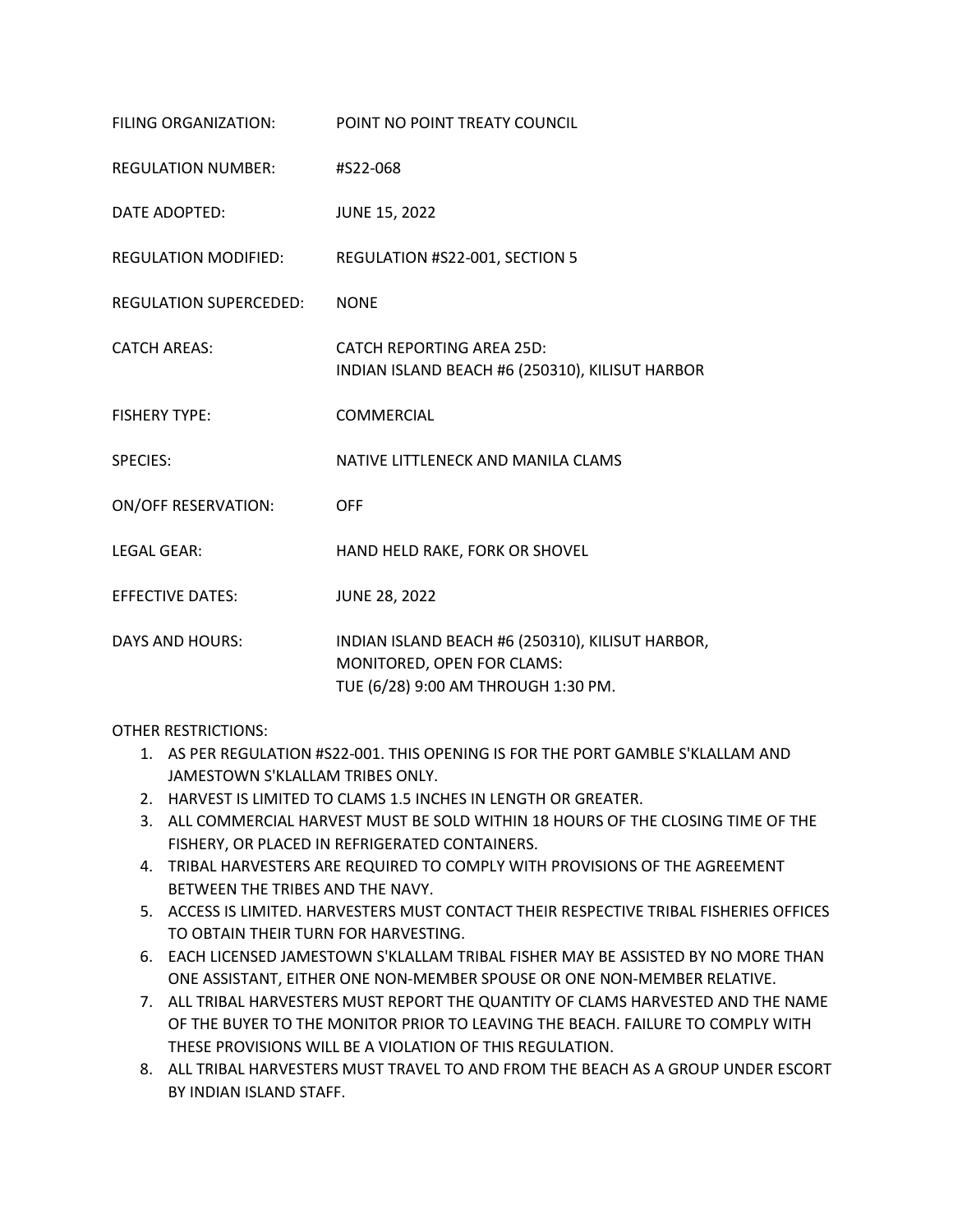| | |
|---|---|
| FILING ORGANIZATION: | POINT NO POINT TREATY COUNCIL |
| REGULATION NUMBER: | #S22-068 |
| DATE ADOPTED: | JUNE 15, 2022 |
| REGULATION MODIFIED: | REGULATION #S22-001, SECTION 5 |
| REGULATION SUPERCEDED: | NONE |
| CATCH AREAS: | CATCH REPORTING AREA 25D: INDIAN ISLAND BEACH #6 (250310), KILISUT HARBOR |
| FISHERY TYPE: | COMMERCIAL |
| SPECIES: | NATIVE LITTLENECK AND MANILA CLAMS |
| ON/OFF RESERVATION: | OFF |
| LEGAL GEAR: | HAND HELD RAKE, FORK OR SHOVEL |
| EFFECTIVE DATES: | JUNE 28, 2022 |
| DAYS AND HOURS: | INDIAN ISLAND BEACH #6 (250310), KILISUT HARBOR, MONITORED, OPEN FOR CLAMS: TUE (6/28) 9:00 AM THROUGH 1:30 PM. |

OTHER RESTRICTIONS:

1. AS PER REGULATION #S22-001. THIS OPENING IS FOR THE PORT GAMBLE S'KLALLAM AND JAMESTOWN S'KLALLAM TRIBES ONLY.
2. HARVEST IS LIMITED TO CLAMS 1.5 INCHES IN LENGTH OR GREATER.
3. ALL COMMERCIAL HARVEST MUST BE SOLD WITHIN 18 HOURS OF THE CLOSING TIME OF THE FISHERY, OR PLACED IN REFRIGERATED CONTAINERS.
4. TRIBAL HARVESTERS ARE REQUIRED TO COMPLY WITH PROVISIONS OF THE AGREEMENT BETWEEN THE TRIBES AND THE NAVY.
5. ACCESS IS LIMITED. HARVESTERS MUST CONTACT THEIR RESPECTIVE TRIBAL FISHERIES OFFICES TO OBTAIN THEIR TURN FOR HARVESTING.
6. EACH LICENSED JAMESTOWN S'KLALLAM TRIBAL FISHER MAY BE ASSISTED BY NO MORE THAN ONE ASSISTANT, EITHER ONE NON-MEMBER SPOUSE OR ONE NON-MEMBER RELATIVE.
7. ALL TRIBAL HARVESTERS MUST REPORT THE QUANTITY OF CLAMS HARVESTED AND THE NAME OF THE BUYER TO THE MONITOR PRIOR TO LEAVING THE BEACH. FAILURE TO COMPLY WITH THESE PROVISIONS WILL BE A VIOLATION OF THIS REGULATION.
8. ALL TRIBAL HARVESTERS MUST TRAVEL TO AND FROM THE BEACH AS A GROUP UNDER ESCORT BY INDIAN ISLAND STAFF.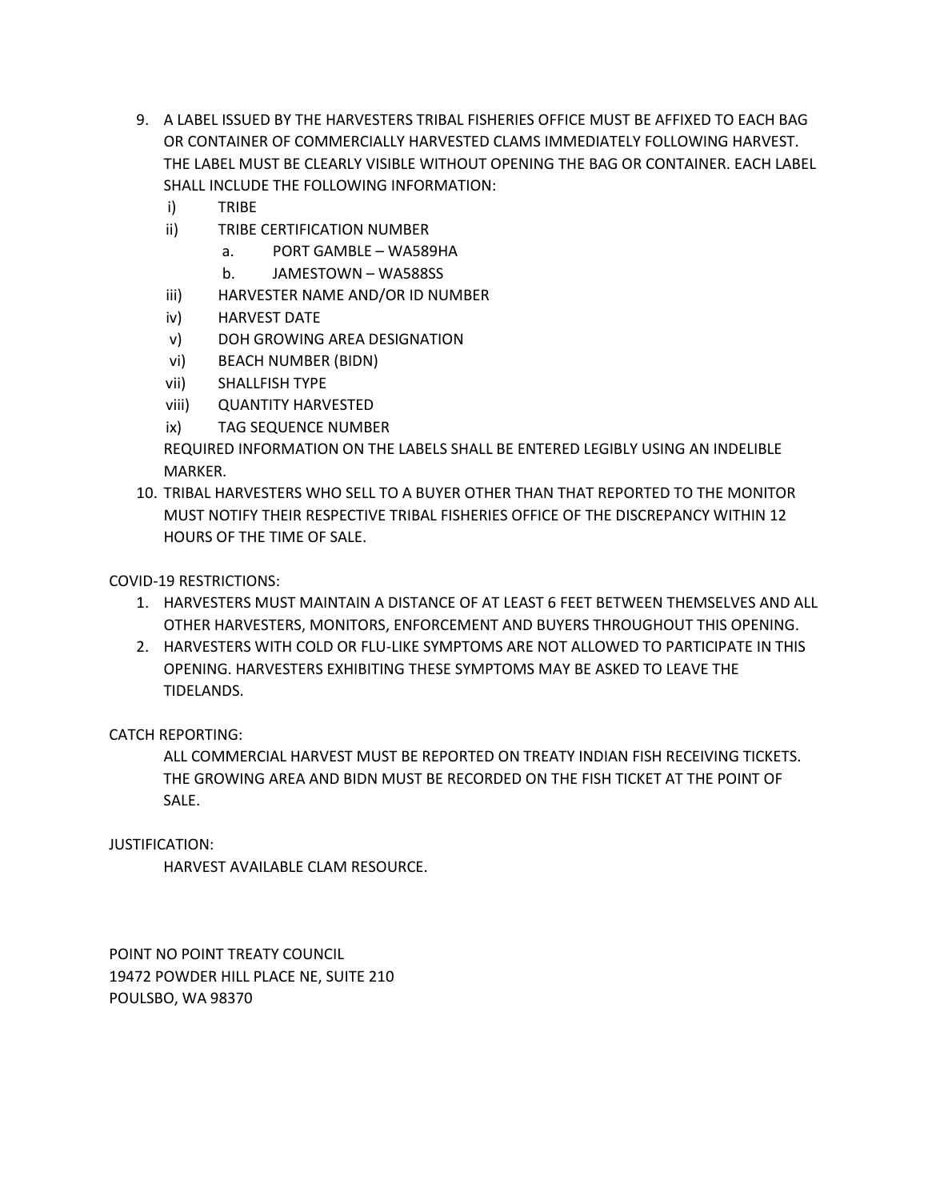9. A LABEL ISSUED BY THE HARVESTERS TRIBAL FISHERIES OFFICE MUST BE AFFIXED TO EACH BAG OR CONTAINER OF COMMERCIALLY HARVESTED CLAMS IMMEDIATELY FOLLOWING HARVEST. THE LABEL MUST BE CLEARLY VISIBLE WITHOUT OPENING THE BAG OR CONTAINER. EACH LABEL SHALL INCLUDE THE FOLLOWING INFORMATION:
   - i) TRIBE
   - ii) TRIBE CERTIFICATION NUMBER
     - a. PORT GAMBLE – WA589HA
     - b. JAMESTOWN – WA588SS
   - iii) HARVESTER NAME AND/OR ID NUMBER
   - iv) HARVEST DATE
   - v) DOH GROWING AREA DESIGNATION
   - vi) BEACH NUMBER (BIDN)
   - vii) SHALLFISH TYPE
   - viii) QUANTITY HARVESTED
   - ix) TAG SEQUENCE NUMBER

   REQUIRED INFORMATION ON THE LABELS SHALL BE ENTERED LEGIBLY USING AN INDELIBLE MARKER.
10. TRIBAL HARVESTERS WHO SELL TO A BUYER OTHER THAN THAT REPORTED TO THE MONITOR MUST NOTIFY THEIR RESPECTIVE TRIBAL FISHERIES OFFICE OF THE DISCREPANCY WITHIN 12 HOURS OF THE TIME OF SALE.

COVID-19 RESTRICTIONS:

1. HARVESTERS MUST MAINTAIN A DISTANCE OF AT LEAST 6 FEET BETWEEN THEMSELVES AND ALL OTHER HARVESTERS, MONITORS, ENFORCEMENT AND BUYERS THROUGHOUT THIS OPENING.
2. HARVESTERS WITH COLD OR FLU-LIKE SYMPTOMS ARE NOT ALLOWED TO PARTICIPATE IN THIS OPENING. HARVESTERS EXHIBITING THESE SYMPTOMS MAY BE ASKED TO LEAVE THE TIDELANDS.

CATCH REPORTING:

ALL COMMERCIAL HARVEST MUST BE REPORTED ON TREATY INDIAN FISH RECEIVING TICKETS. THE GROWING AREA AND BIDN MUST BE RECORDED ON THE FISH TICKET AT THE POINT OF SALE.

JUSTIFICATION:

HARVEST AVAILABLE CLAM RESOURCE.

POINT NO POINT TREATY COUNCIL
19472 POWDER HILL PLACE NE, SUITE 210
POULSBO, WA 98370